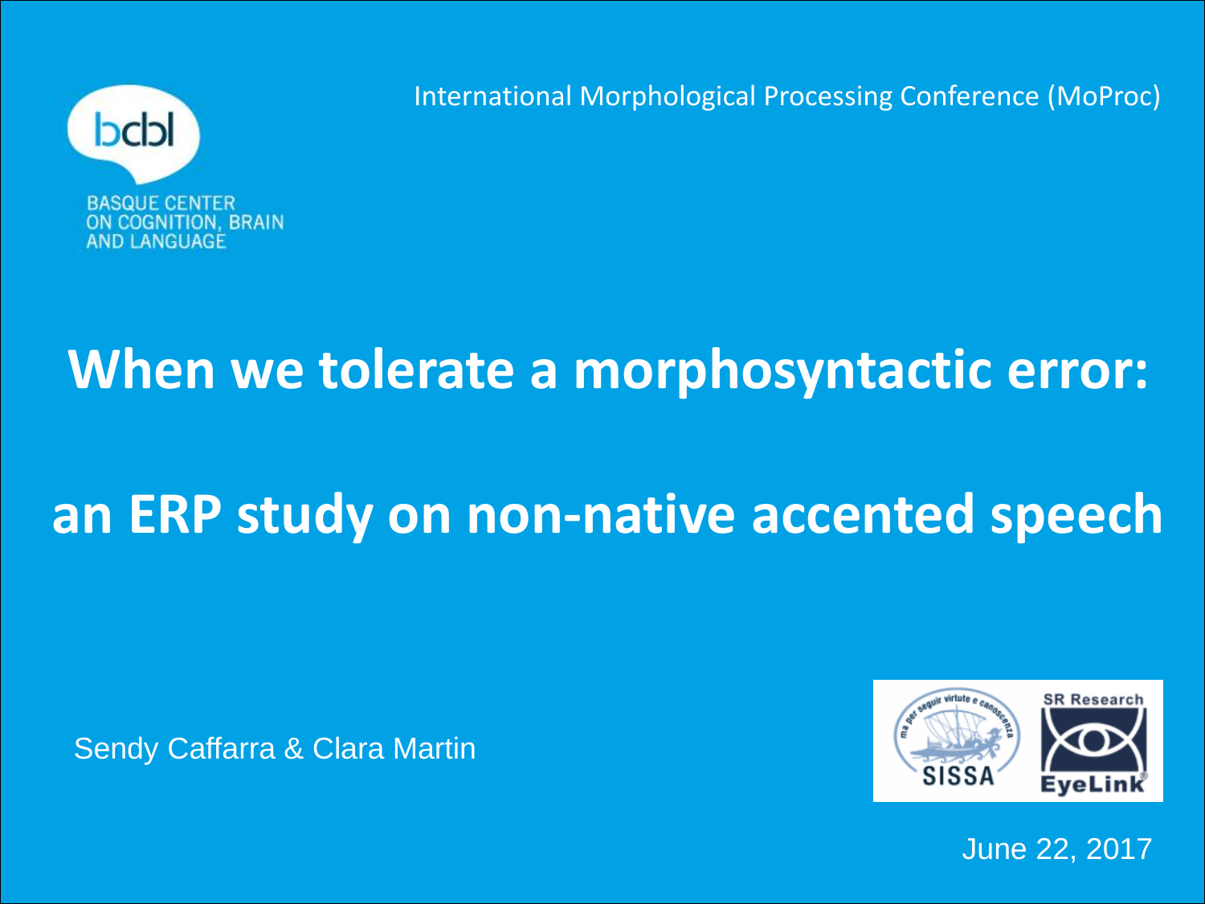BASQUE CENTER ON COGNITION, BRAIN AND LANGUAGE

International Morphological Processing Conference (MoProc)

# When we tolerate a morphosyntactic error: an ERP study on non-native accented speech

Sendy Caffarra & Clara Martin

June 22, 2017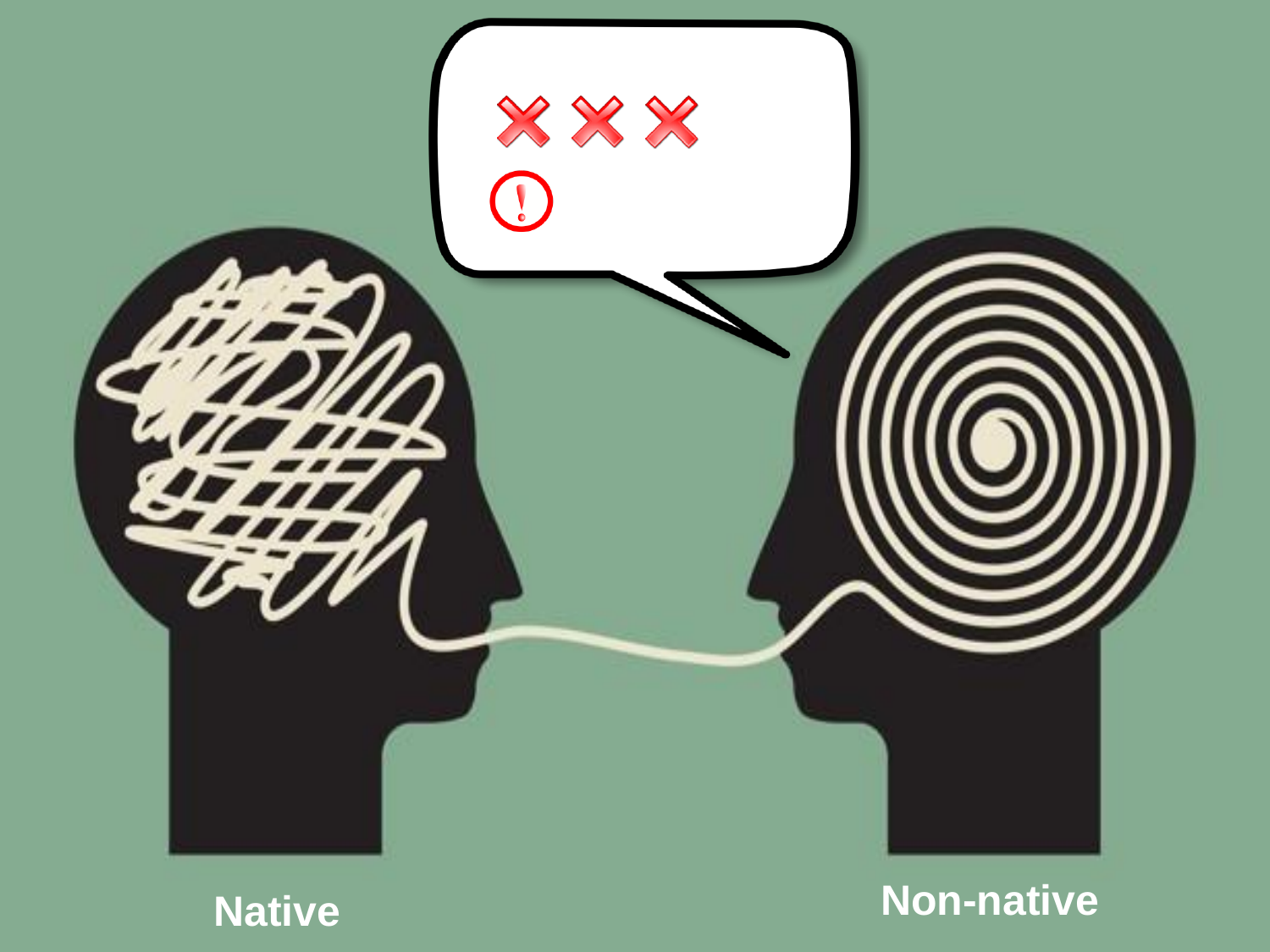Native

Non-native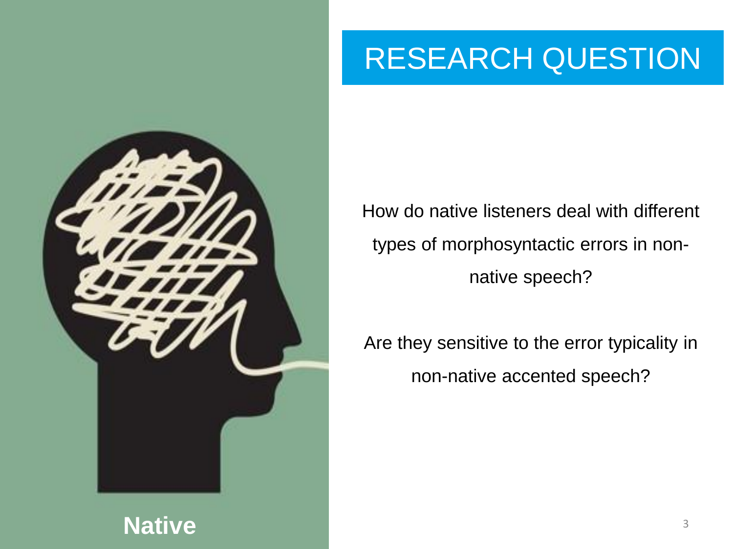Native

# RESEARCH QUESTION

How do native listeners deal with different types of morphosyntactic errors in non-native speech?

Are they sensitive to the error typicality in non-native accented speech?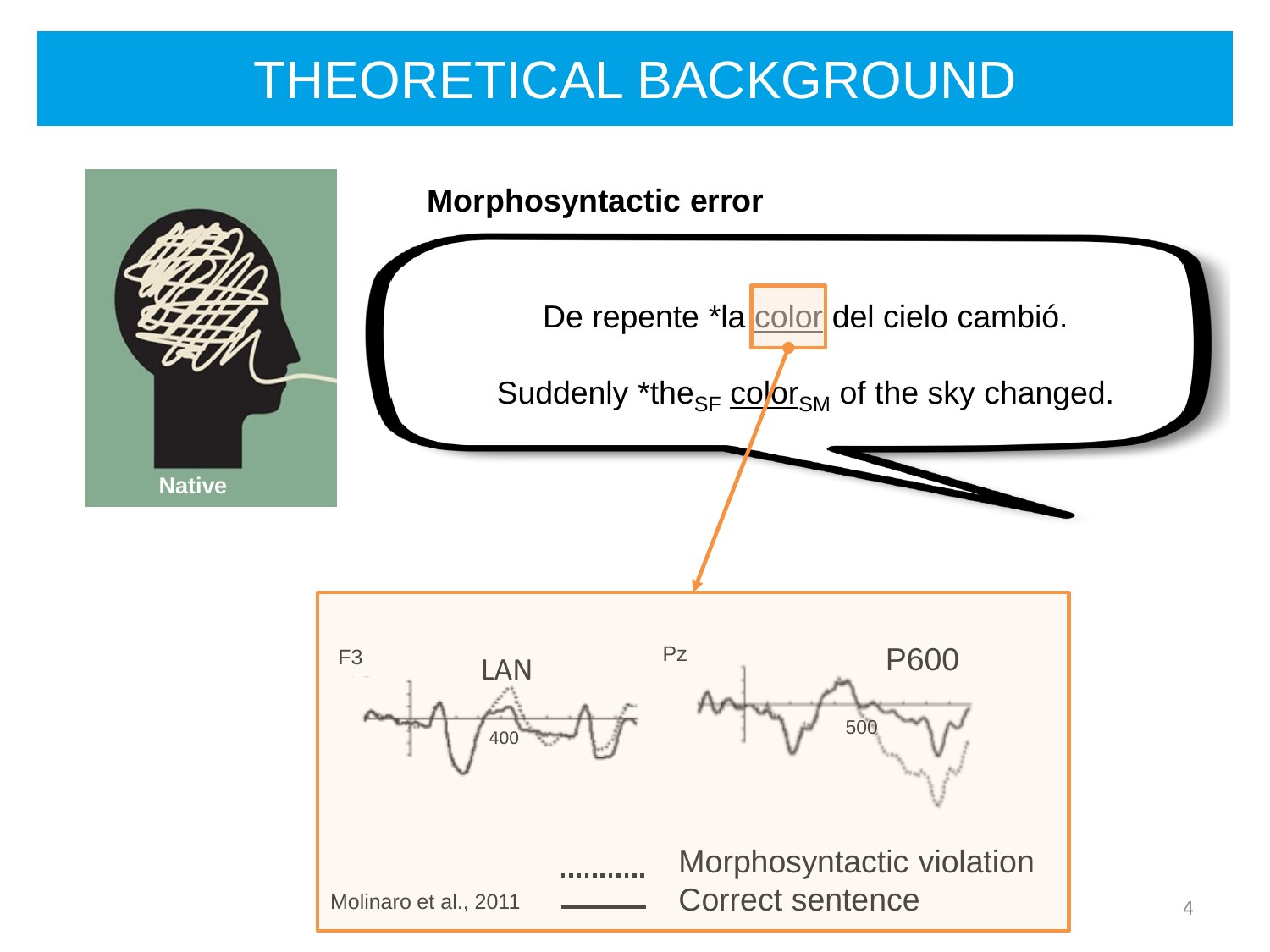# THEORETICAL BACKGROUND

Native

**Morphosyntactic error**

De repente *la color del cielo cambió.

Suddenly *the$_{SF}$ color$_{SM}$ of the sky changed.

F3 LAN 400

Pz P600 500

Morphosyntactic violation

Correct sentence

Molinaro et al., 2011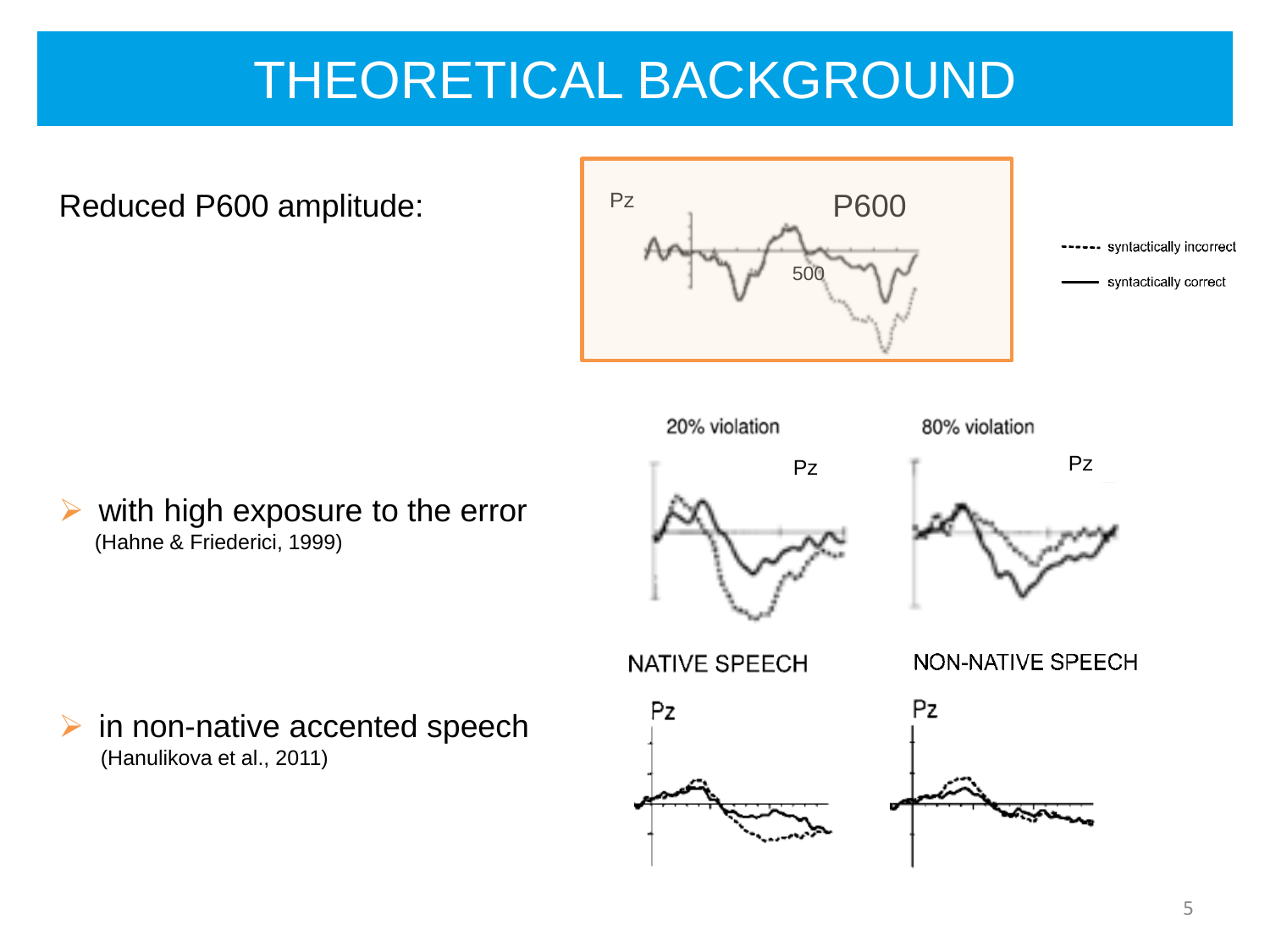# THEORETICAL BACKGROUND

Reduced P600 amplitude:

Pz P600

500

------ syntactically incorrect

—— syntactically correct

- with high exposure to the error
  (Hahne & Friederici, 1999)

20% violation Pz

80% violation Pz

- in non-native accented speech
  (Hanulikova et al., 2011)

NATIVE SPEECH Pz

NON-NATIVE SPEECH Pz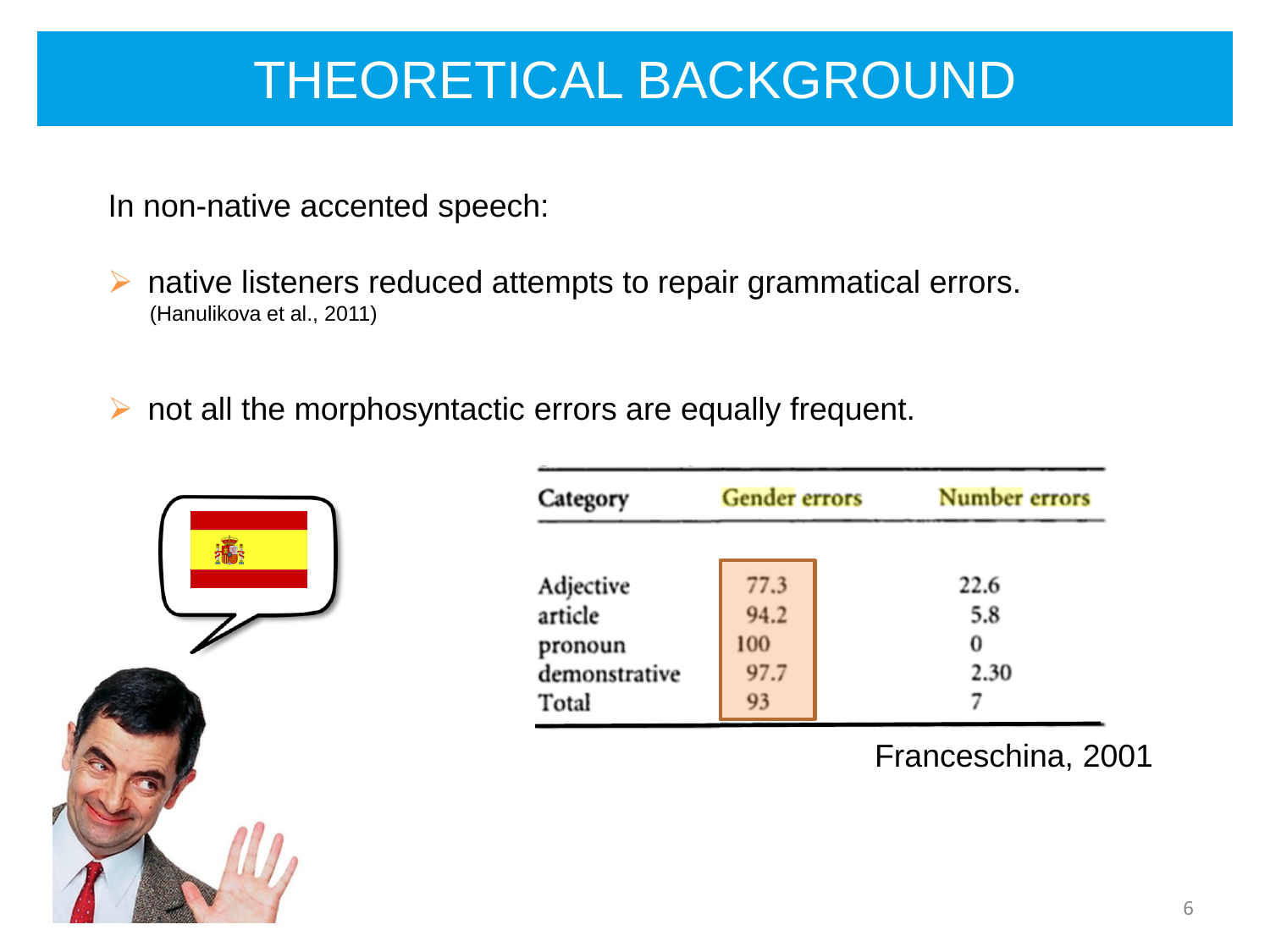# THEORETICAL BACKGROUND

In non-native accented speech:

- native listeners reduced attempts to repair grammatical errors. (Hanulikova et al., 2011)

- not all the morphosyntactic errors are equally frequent.

| Category | Gender errors | Number errors |
|---|---|---|
| Adjective | 77.3 | 22.6 |
| article | 94.2 | 5.8 |
| pronoun | 100 | 0 |
| demonstrative | 97.7 | 2.30 |
| Total | 93 | 7 |

Franceschina, 2001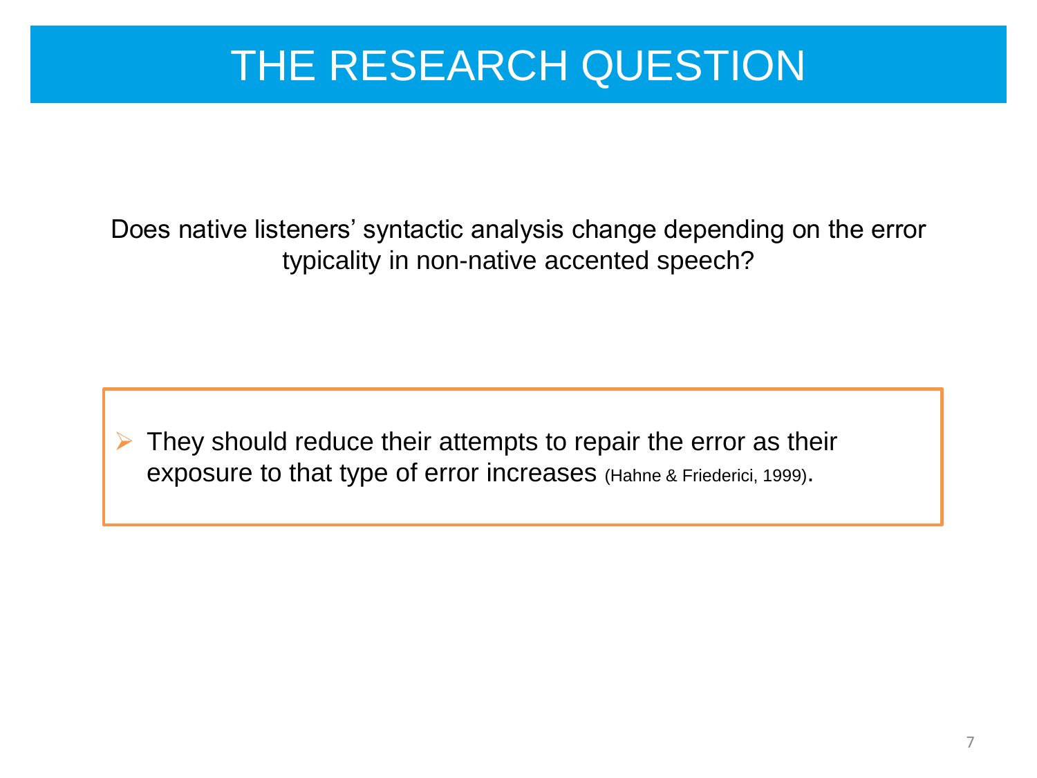# THE RESEARCH QUESTION

Does native listeners' syntactic analysis change depending on the error typicality in non-native accented speech?

- They should reduce their attempts to repair the error as their exposure to that type of error increases (Hahne & Friederici, 1999).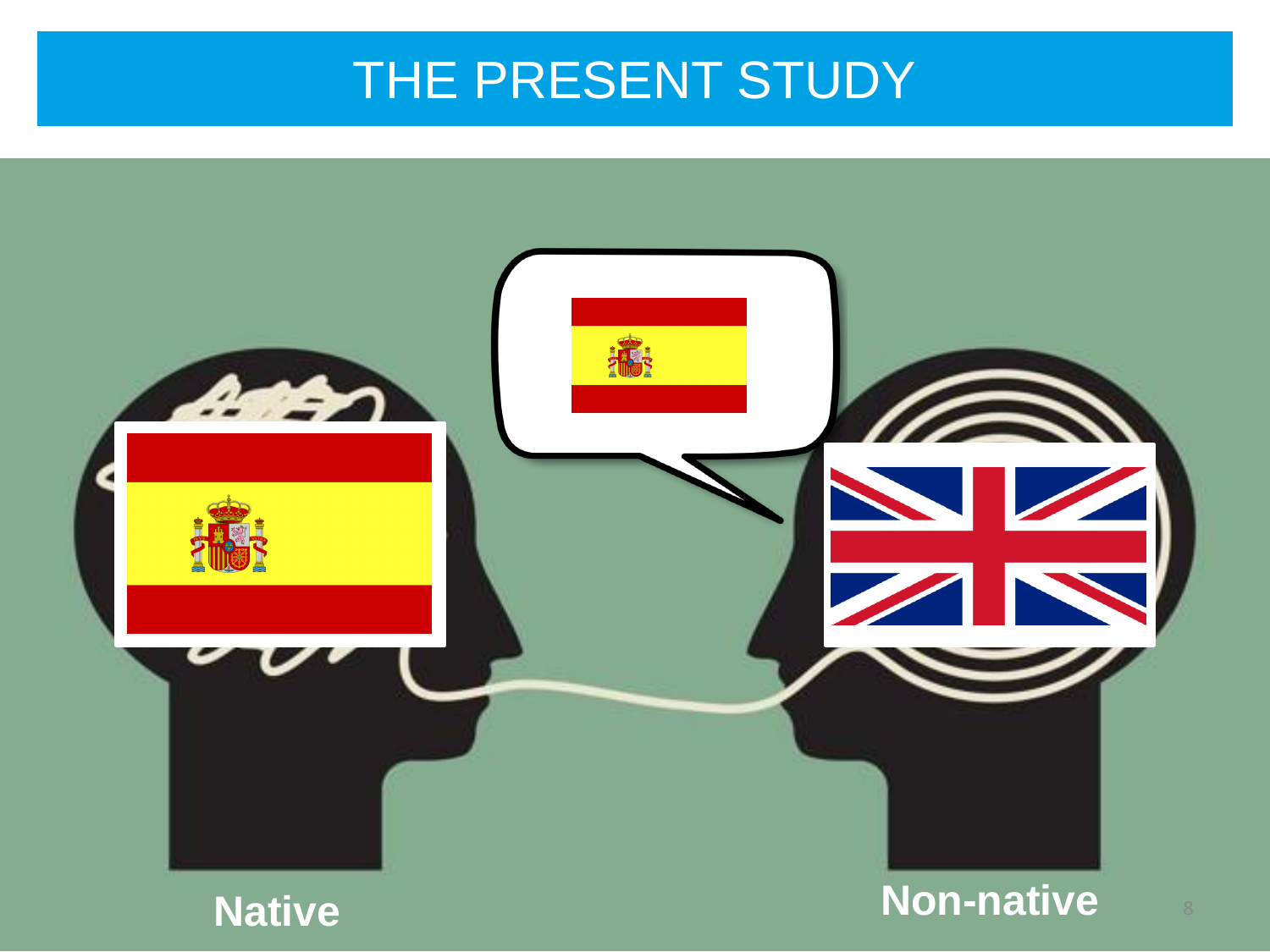# THE PRESENT STUDY

Native

Non-native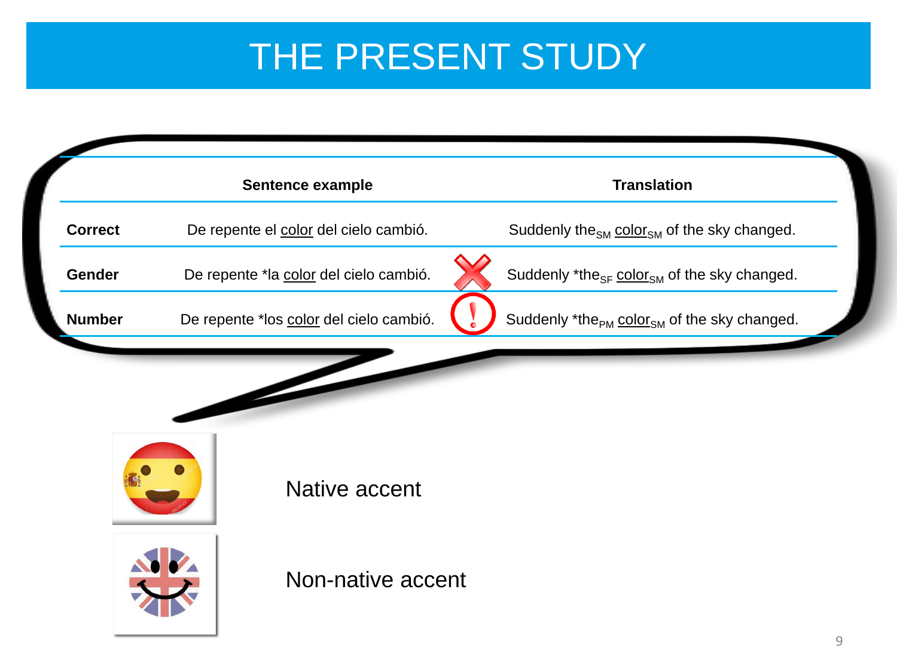# THE PRESENT STUDY

| | Sentence example | Translation |
|---|---|---|
| **Correct** | De repente el <u>color</u> del cielo cambió. | Suddenly the$_{SM}$ <u>color</u>$_{SM}$ of the sky changed. |
| **Gender** | De repente *la <u>color</u> del cielo cambió. | Suddenly *the$_{SF}$ <u>color</u>$_{SM}$ of the sky changed. |
| **Number** | De repente *los <u>color</u> del cielo cambió. | Suddenly *the$_{PM}$ <u>color</u>$_{SM}$ of the sky changed. |

Native accent

Non-native accent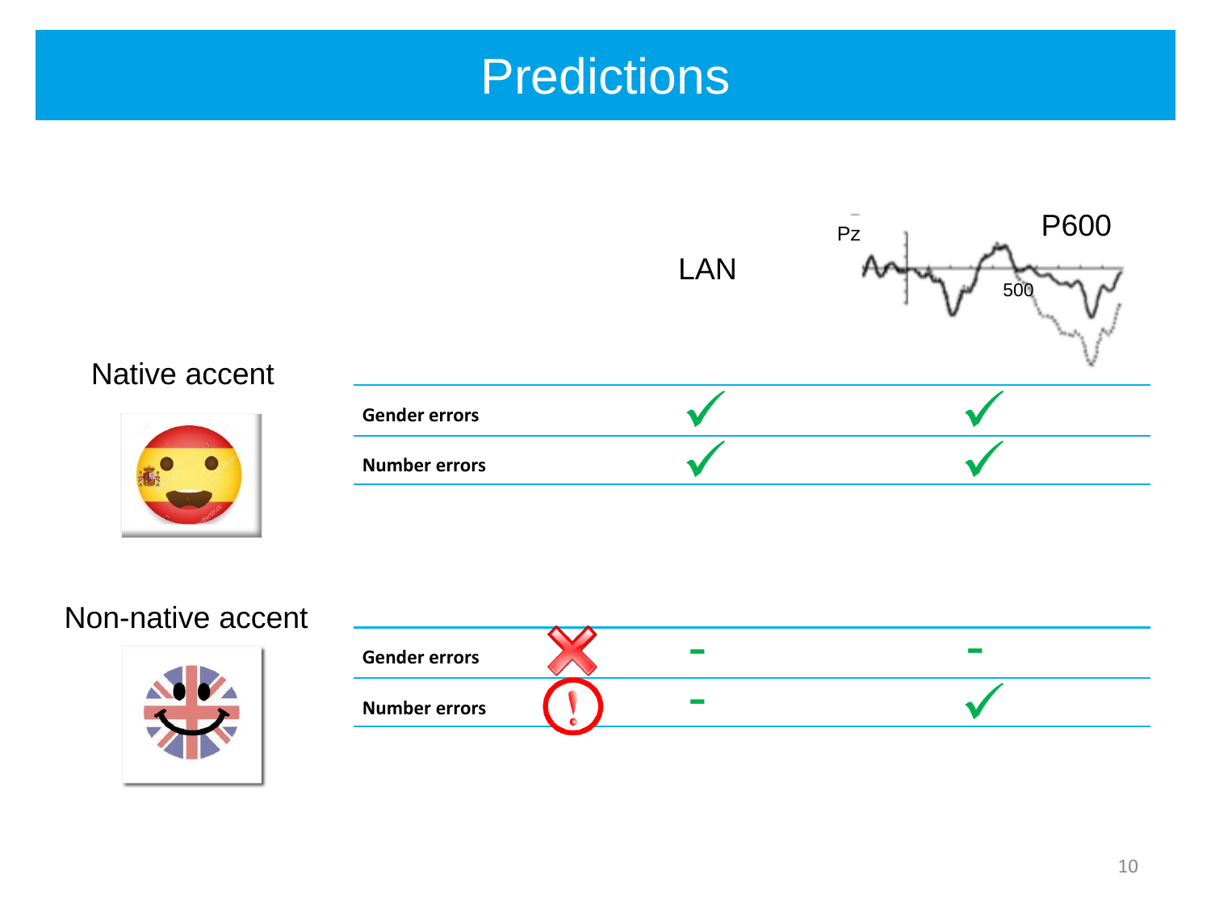# Predictions

**Native accent**

| | LAN | P600 |
|---|---|---|
| **Gender errors** | ✓ | ✓ |
| **Number errors** | ✓ | ✓ |

**Non-native accent**

| | | LAN | P600 |
|---|---|---|---|
| **Gender errors** | ✗ | - | - |
| **Number errors** | ! | - | ✓ |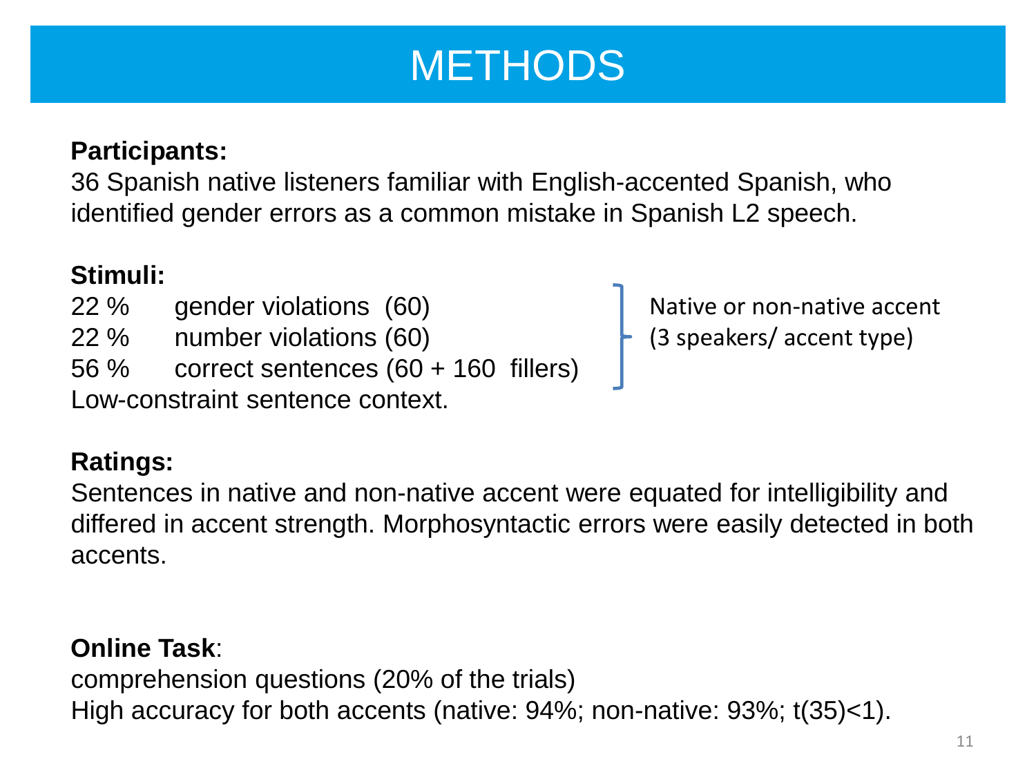# METHODS

**Participants:**

36 Spanish native listeners familiar with English-accented Spanish, who identified gender errors as a common mistake in Spanish L2 speech.

**Stimuli:**

22 % gender violations (60)
22 % number violations (60)
56 % correct sentences (60 + 160 fillers)

Native or non-native accent (3 speakers/ accent type)

Low-constraint sentence context.

**Ratings:**

Sentences in native and non-native accent were equated for intelligibility and differed in accent strength. Morphosyntactic errors were easily detected in both accents.

**Online Task**:

comprehension questions (20% of the trials)
High accuracy for both accents (native: 94%; non-native: 93%; $t(35)<1$).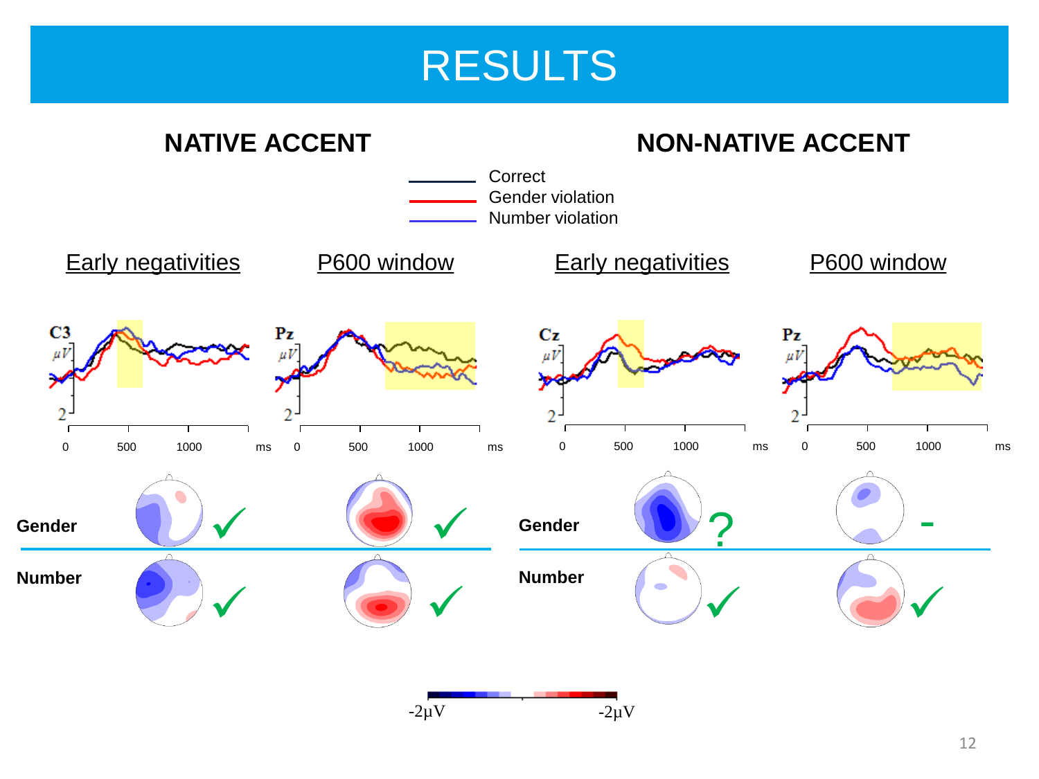# RESULTS

## NATIVE ACCENT

## NON-NATIVE ACCENT

Correct
Gender violation
Number violation

| | Native accent: Early negativities | Native accent: P600 window | Non-native accent: Early negativities | Non-native accent: P600 window |
|---|---|---|---|---|
| **Gender** | ✓ | ✓ | ? | - |
| **Number** | ✓ | ✓ | ✓ | ✓ |

$-2\mu V$ $-2\mu V$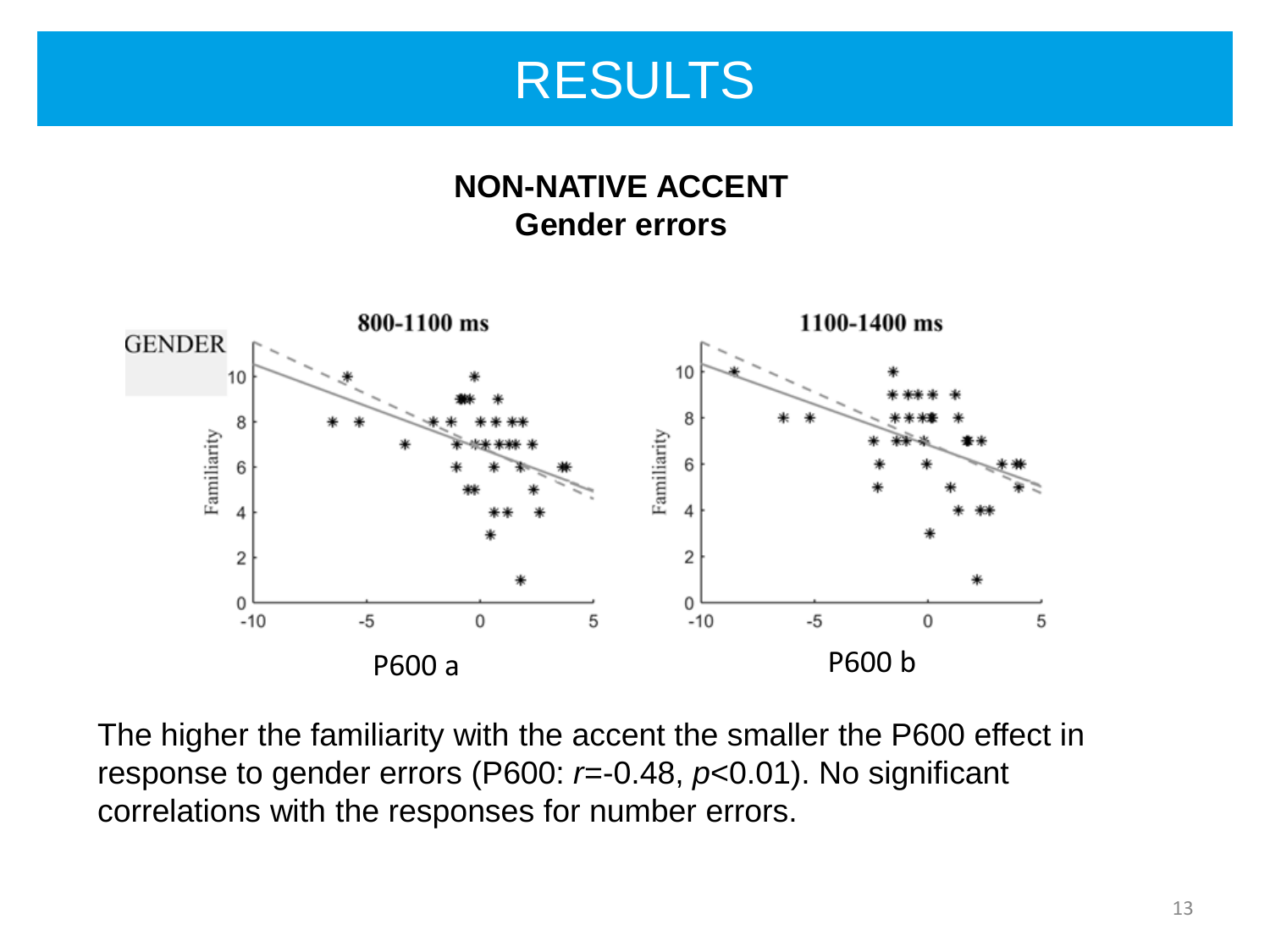# RESULTS

**NON-NATIVE ACCENT**
**Gender errors**

GENDER

800-1100 ms

1100-1400 ms

P600 a

P600 b

The higher the familiarity with the accent the smaller the P600 effect in response to gender errors (P600: $r$=-0.48, $p$<0.01). No significant correlations with the responses for number errors.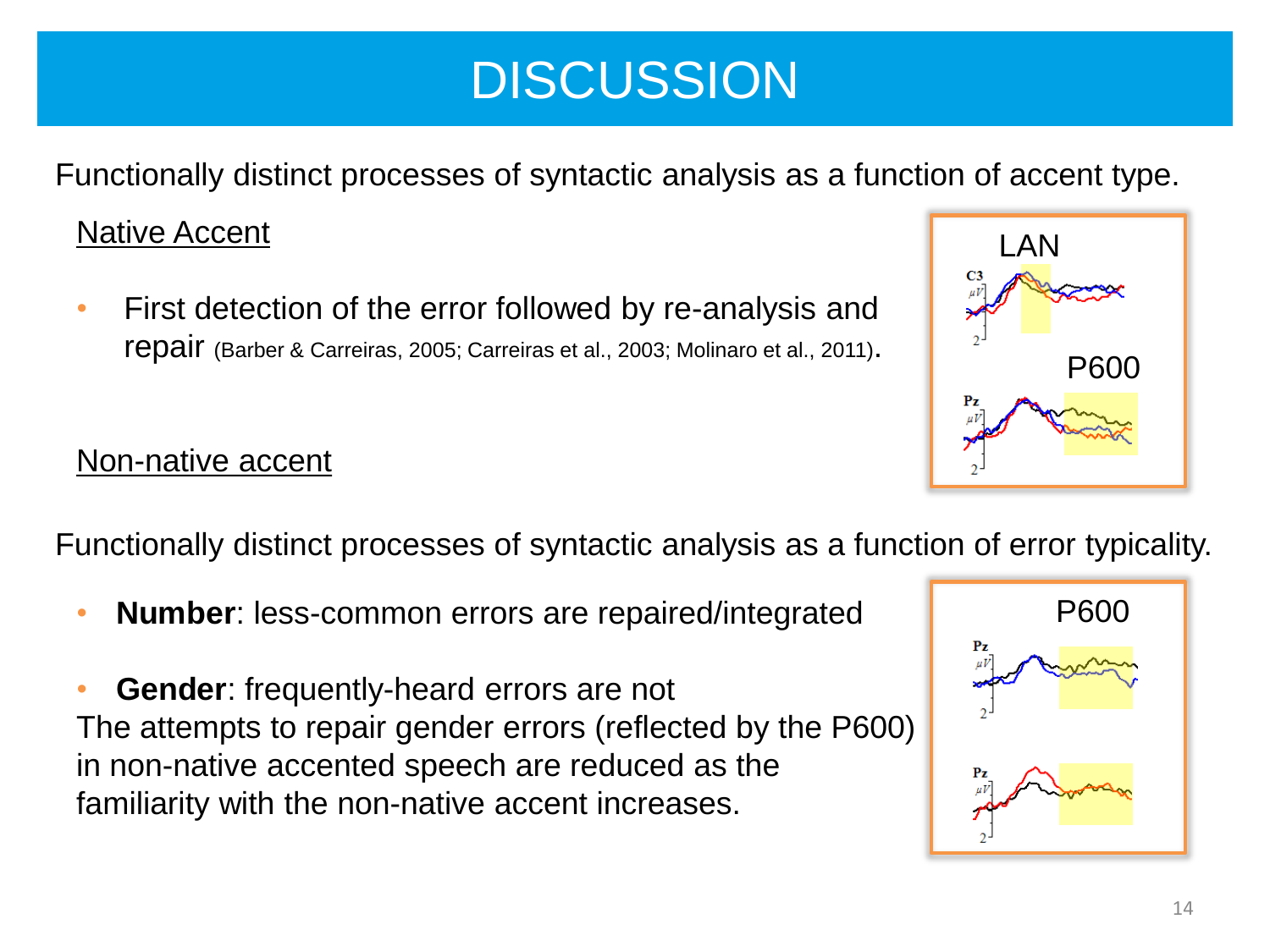# DISCUSSION

Functionally distinct processes of syntactic analysis as a function of accent type.

Native Accent

- First detection of the error followed by re-analysis and repair (Barber & Carreiras, 2005; Carreiras et al., 2003; Molinaro et al., 2011).

Non-native accent

Functionally distinct processes of syntactic analysis as a function of error typicality.

- **Number**: less-common errors are repaired/integrated
- **Gender**: frequently-heard errors are not

The attempts to repair gender errors (reflected by the P600) in non-native accented speech are reduced as the familiarity with the non-native accent increases.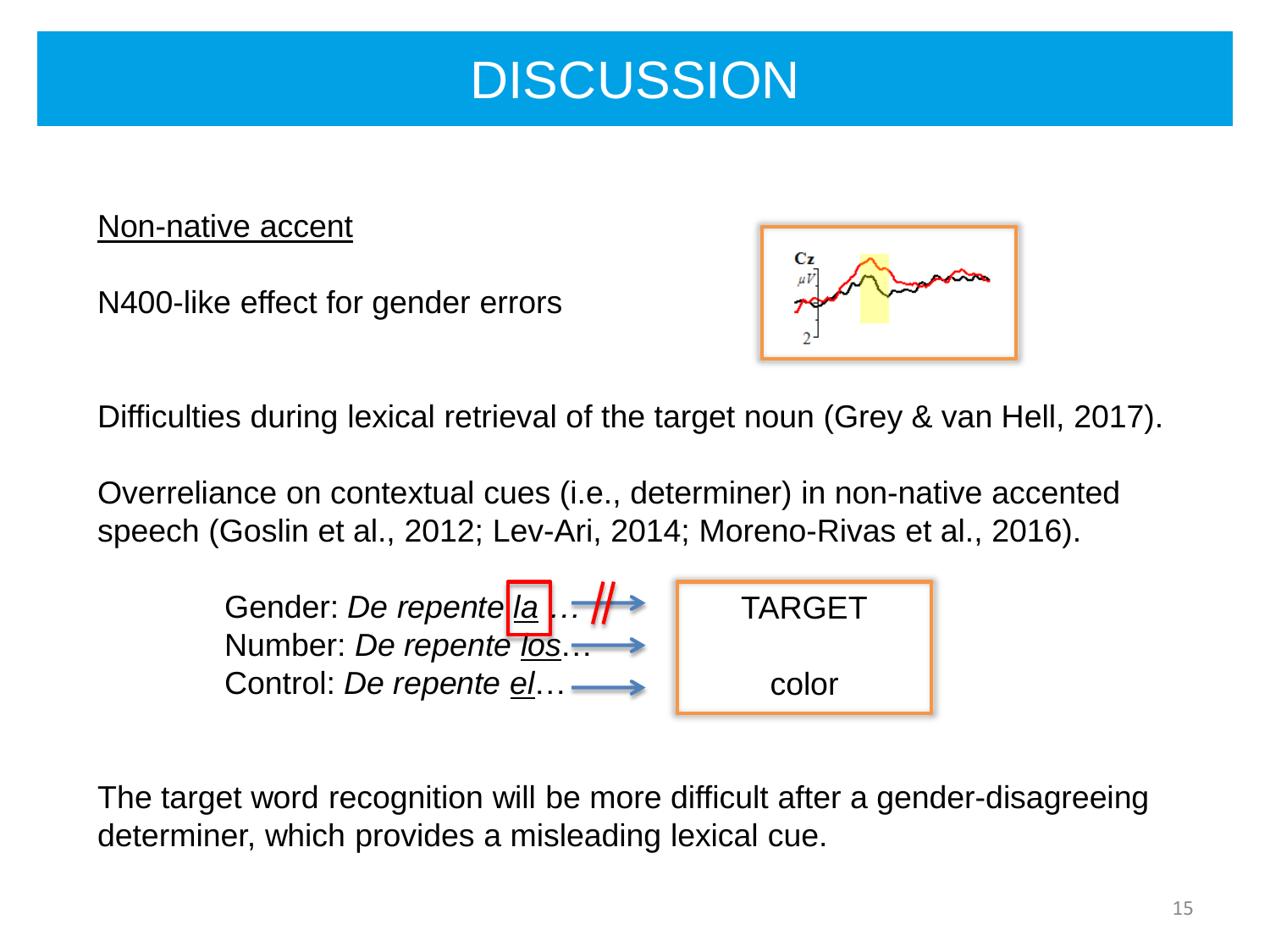# DISCUSSION

Non-native accent

N400-like effect for gender errors

Difficulties during lexical retrieval of the target noun (Grey & van Hell, 2017).

Overreliance on contextual cues (i.e., determiner) in non-native accented speech (Goslin et al., 2012; Lev-Ari, 2014; Moreno-Rivas et al., 2016).

Gender: *De repente la*… // → TARGET
Number: *De repente los*… →
Control: *De repente el*… → color

The target word recognition will be more difficult after a gender-disagreeing determiner, which provides a misleading lexical cue.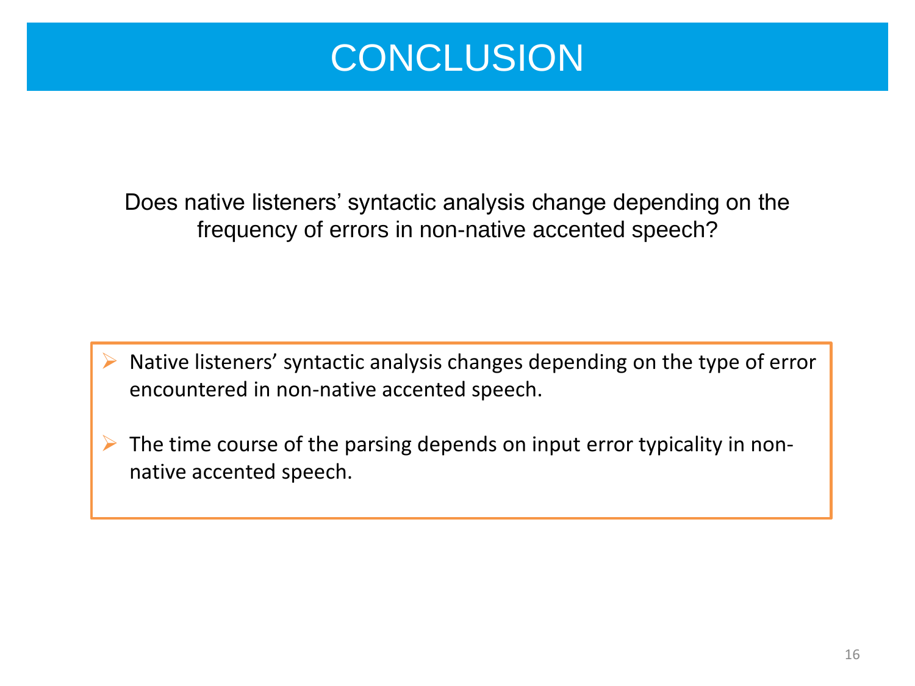# CONCLUSION

Does native listeners' syntactic analysis change depending on the frequency of errors in non-native accented speech?

- Native listeners' syntactic analysis changes depending on the type of error encountered in non-native accented speech.
- The time course of the parsing depends on input error typicality in non-native accented speech.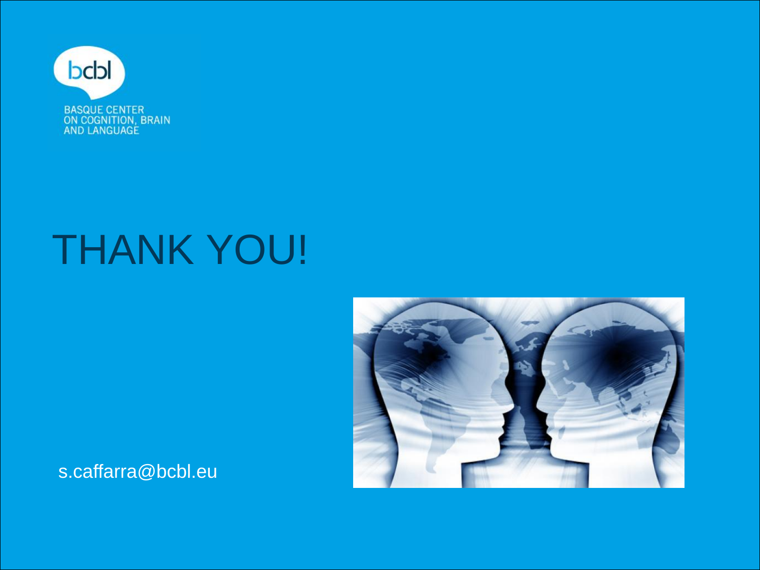bcbl

BASQUE CENTER
ON COGNITION, BRAIN
AND LANGUAGE

# THANK YOU!

s.caffarra@bcbl.eu